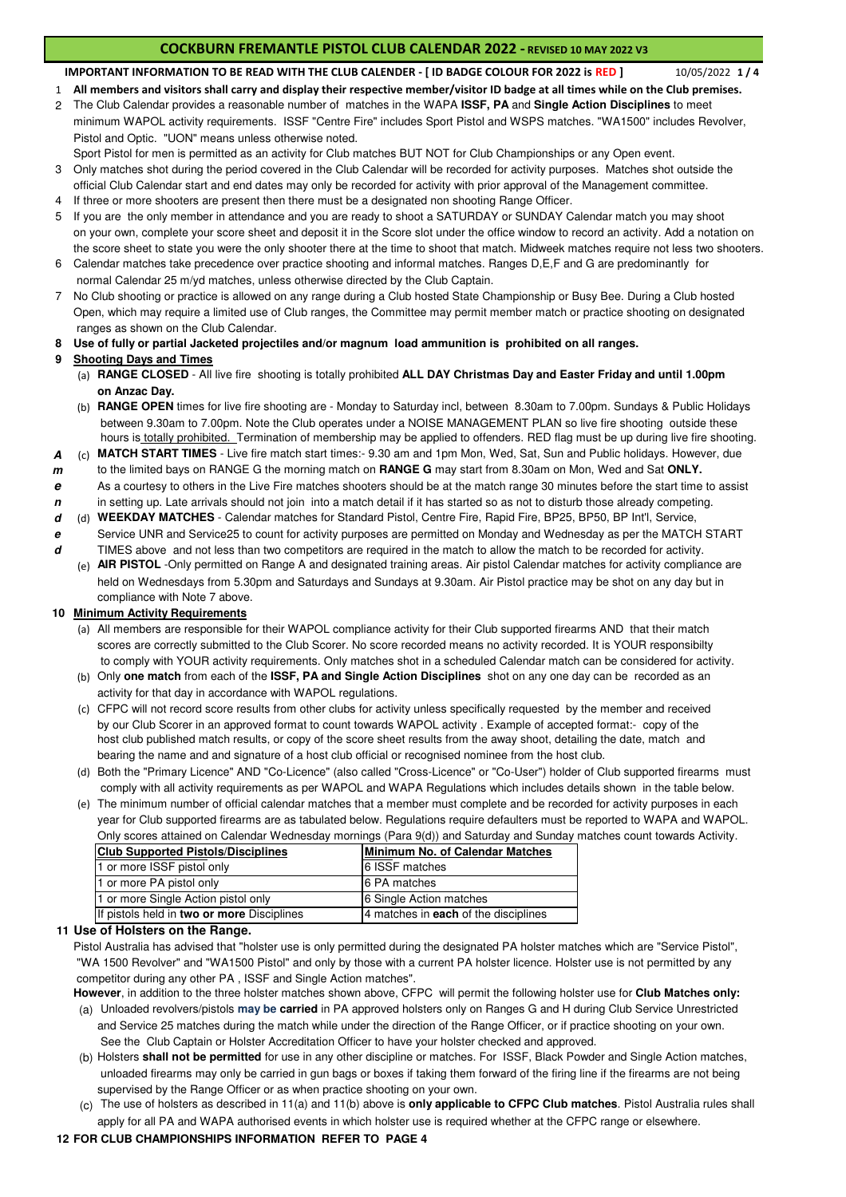# COCKBURN FREMANTLE PISTOL CLUB CALENDAR 2022 - REVISED 10 MAY 2022 V3

**IMPORTANT INFORMATION TO BE READ WITH THE CLUB CALENDER - [ ID BADGE COLOUR FOR 2022 is RED ]** 10/05/2022

1. **All members and visitors shall carry and display their respective member/visitor ID badge at all times while on the Club premises.**
2. The Club Calendar provides a reasonable number of matches in the WAPA **ISSF, PA** and **Single Action Disciplines** to meet minimum WAPOL activity requirements. ISSF "Centre Fire" includes Sport Pistol and WSPS matches. "WA1500" includes Revolver, Pistol and Optic. "UON" means unless otherwise noted.
   Sport Pistol for men is permitted as an activity for Club matches BUT NOT for Club Championships or any Open event.
3. Only matches shot during the period covered in the Club Calendar will be recorded for activity purposes. Matches shot outside the official Club Calendar start and end dates may only be recorded for activity with prior approval of the Management committee.
4. If three or more shooters are present then there must be a designated non shooting Range Officer.
5. If you are the only member in attendance and you are ready to shoot a SATURDAY or SUNDAY Calendar match you may shoot on your own, complete your score sheet and deposit it in the Score slot under the office window to record an activity. Add a notation on the score sheet to state you were the only shooter there at the time to shoot that match. Midweek matches require not less two shooters.
6. Calendar matches take precedence over practice shooting and informal matches. Ranges D,E,F and G are predominantly for normal Calendar 25 m/yd matches, unless otherwise directed by the Club Captain.
7. No Club shooting or practice is allowed on any range during a Club hosted State Championship or Busy Bee. During a Club hosted Open, which may require a limited use of Club ranges, the Committee may permit member match or practice shooting on designated ranges as shown on the Club Calendar.
8. **Use of fully or partial Jacketed projectiles and/or magnum load ammunition is prohibited on all ranges.**
9. **Shooting Days and Times**
   - (a) **RANGE CLOSED** - All live fire shooting is totally prohibited **ALL DAY Christmas Day and Easter Friday and until 1.00pm on Anzac Day.**
   - (b) **RANGE OPEN** times for live fire shooting are - Monday to Saturday incl, between 8.30am to 7.00pm. Sundays & Public Holidays between 9.30am to 7.00pm. Note the Club operates under a NOISE MANAGEMENT PLAN so live fire shooting outside these hours is totally prohibited. Termination of membership may be applied to offenders. RED flag must be up during live fire shooting.
   - (c) ***Amended*** **MATCH START TIMES** - Live fire match start times:- 9.30 am and 1pm Mon, Wed, Sat, Sun and Public holidays. However, due to the limited bays on RANGE G the morning match on **RANGE G** may start from 8.30am on Mon, Wed and Sat **ONLY.**
     As a courtesy to others in the Live Fire matches shooters should be at the match range 30 minutes before the start time to assist in setting up. Late arrivals should not join into a match detail if it has started so as not to disturb those already competing.
   - (d) **WEEKDAY MATCHES** - Calendar matches for Standard Pistol, Centre Fire, Rapid Fire, BP25, BP50, BP Int'l, Service, Service UNR and Service25 to count for activity purposes are permitted on Monday and Wednesday as per the MATCH START TIMES above and not less than two competitors are required in the match to allow the match to be recorded for activity.
   - (e) **AIR PISTOL** -Only permitted on Range A and designated training areas. Air pistol Calendar matches for activity compliance are held on Wednesdays from 5.30pm and Saturdays and Sundays at 9.30am. Air Pistol practice may be shot on any day but in compliance with Note 7 above.
10. **Minimum Activity Requirements**
    - (a) All members are responsible for their WAPOL compliance activity for their Club supported firearms AND that their match scores are correctly submitted to the Club Scorer. No score recorded means no activity recorded. It is YOUR responsibilty to comply with YOUR activity requirements. Only matches shot in a scheduled Calendar match can be considered for activity.
    - (b) Only **one match** from each of the **ISSF, PA and Single Action Disciplines** shot on any one day can be recorded as an activity for that day in accordance with WAPOL regulations.
    - (c) CFPC will not record score results from other clubs for activity unless specifically requested by the member and received by our Club Scorer in an approved format to count towards WAPOL activity . Example of accepted format:- copy of the host club published match results, or copy of the score sheet results from the away shoot, detailing the date, match and bearing the name and and signature of a host club official or recognised nominee from the host club.
    - (d) Both the "Primary Licence" AND "Co-Licence" (also called "Cross-Licence" or "Co-User") holder of Club supported firearms must comply with all activity requirements as per WAPOL and WAPA Regulations which includes details shown in the table below.
    - (e) The minimum number of official calendar matches that a member must complete and be recorded for activity purposes in each year for Club supported firearms are as tabulated below. Regulations require defaulters must be reported to WAPA and WAPOL. Only scores attained on Calendar Wednesday mornings (Para 9(d)) and Saturday and Sunday matches count towards Activity.

| Club Supported Pistols/Disciplines | Minimum No. of Calendar Matches |
|---|---|
| 1 or more ISSF pistol only | 6 ISSF matches |
| 1 or more PA pistol only | 6 PA matches |
| 1 or more Single Action pistol only | 6 Single Action matches |
| If pistols held in **two or more** Disciplines | 4 matches in **each** of the disciplines |

11. **Use of Holsters on the Range.**
    Pistol Australia has advised that "holster use is only permitted during the designated PA holster matches which are "Service Pistol", "WA 1500 Revolver" and "WA1500 Pistol" and only by those with a current PA holster licence. Holster use is not permitted by any competitor during any other PA , ISSF and Single Action matches".
    **However**, in addition to the three holster matches shown above, CFPC will permit the following holster use for **Club Matches only:**
    - (a) Unloaded revolvers/pistols **may be carried** in PA approved holsters only on Ranges G and H during Club Service Unrestricted and Service 25 matches during the match while under the direction of the Range Officer, or if practice shooting on your own. See the Club Captain or Holster Accreditation Officer to have your holster checked and approved.
    - (b) Holsters **shall not be permitted** for use in any other discipline or matches. For ISSF, Black Powder and Single Action matches, unloaded firearms may only be carried in gun bags or boxes if taking them forward of the firing line if the firearms are not being supervised by the Range Officer or as when practice shooting on your own.
    - (c) The use of holsters as described in 11(a) and 11(b) above is **only applicable to CFPC Club matches**. Pistol Australia rules shall apply for all PA and WAPA authorised events in which holster use is required whether at the CFPC range or elsewhere.
12. **FOR CLUB CHAMPIONSHIPS INFORMATION REFER TO PAGE 4**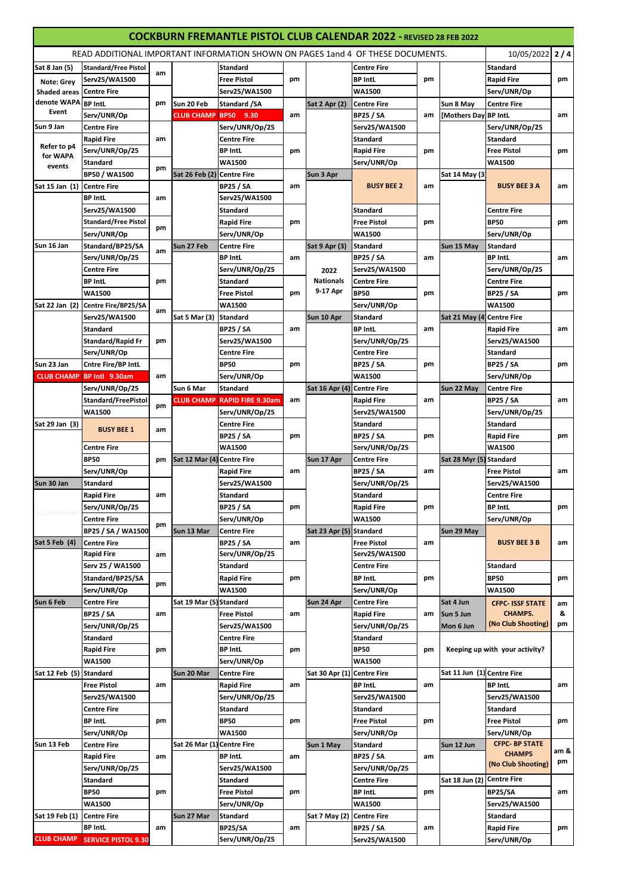# COCKBURN FREMANTLE PISTOL CLUB CALENDAR 2022 - REVISED 28 FEB 2022

READ ADDITIONAL IMPORTANT INFORMATION SHOWN ON PAGES 1and 4 OF THESE DOCUMENTS. 10/05/2022 **2 / 4**

Note: Grey Shaded areas denote WAPA Event

Refer to p4 for WAPA events

| Date | Event | | Date | Event | | Date | Event | | Date | Event | |
|---|---|---|---|---|---|---|---|---|---|---|---|
| Sat 8 Jan (5) | Standard/Free Pistol | am | | Standard | pm | | Centre Fire | pm | | Standard | pm |
| | Serv25/WA1500 | | | Free Pistol | | | BP IntL | | | Rapid Fire | |
| | Centre Fire | pm | | Serv25/WA1500 | | | WA1500 | | | Serv/UNR/Op | |
| | BP IntL | | Sun 20 Feb | Standard /SA | am | Sat 2 Apr (2) | Centre Fire | am | Sun 8 May | Centre Fire | am |
| | Serv/UNR/Op | | CLUB CHAMP | BP50 9.30 | | | BP25 / SA | | [Mothers Day | BP IntL | |
| Sun 9 Jan | Centre Fire | am | | Serv/UNR/Op/25 | | | Serv25/WA1500 | | | Serv/UNR/Op/25 | |
| | Rapid Fire | | | Centre Fire | pm | | Standard | pm | | Standard | pm |
| | Serv/UNR/Op/25 | | | BP IntL | | | Rapid Fire | | | Free Pistol | |
| | Standard | pm | | WA1500 | | | Serv/UNR/Op | | | WA1500 | |
| | BP50 / WA1500 | | Sat 26 Feb (2) | Centre Fire | am | Sun 3 Apr | BUSY BEE 2 | am | Sat 14 May (3 | BUSY BEE 3 A | am |
| Sat 15 Jan (1) | Centre Fire | am | | BP25 / SA | | | | | | | |
| | BP IntL | | | Serv25/WA1500 | | | | | | | |
| | Serv25/WA1500 | | | Standard | pm | | Standard | pm | | Centre Fire | pm |
| | Standard/Free Pistol | pm | | Rapid Fire | | | Free Pistol | | | BP50 | |
| | Serv/UNR/Op | | | Serv/UNR/Op | | | WA1500 | | | Serv/UNR/Op | |
| Sun 16 Jan | Standard/BP25/SA | am | Sun 27 Feb | Centre Fire | am | Sat 9 Apr (3) | Standard | am | Sun 15 May | Standard | am |
| | Serv/UNR/Op/25 | | | BP IntL | | 2022 Nationals 9-17 Apr | BP25 / SA | | | BP IntL | |
| | Centre Fire | pm | | Serv/UNR/Op/25 | | | Serv25/WA1500 | | | Serv/UNR/Op/25 | |
| | BP IntL | | | Standard | pm | | Centre Fire | pm | | Centre Fire | pm |
| | WA1500 | | | Free Pistol | | | BP50 | | | BP25 / SA | |
| Sat 22 Jan (2) | Centre Fire/BP25/SA | am | | WA1500 | | | Serv/UNR/Op | | | WA1500 | |
| | Serv25/WA1500 | | Sat 5 Mar (3) | Standard | am | Sun 10 Apr | Standard | am | Sat 21 May (4 | Centre Fire | am |
| | Standard | pm | | BP25 / SA | | | BP IntL | | | Rapid Fire | |
| | Standard/Rapid Fr | | | Serv25/WA1500 | | | Serv/UNR/Op/25 | | | Serv25/WA1500 | |
| | Serv/UNR/Op | | | Centre Fire | pm | | Centre Fire | pm | | Standard | pm |
| Sun 23 Jan | Cntre Fire/BP IntL | am | | BP50 | | | BP25 / SA | | | BP25 / SA | |
| CLUB CHAMP | BP Intl 9.30am | | | Serv/UNR/Op | | | WA1500 | | | Serv/UNR/Op | |
| | Serv/UNR/Op/25 | | Sun 6 Mar | Standard | am | Sat 16 Apr (4) | Centre Fire | am | Sun 22 May | Centre Fire | am |
| | Standard/FreePistol | pm | CLUB CHAMP | RAPID FIRE 9.30am | | | Rapid Fire | | | BP25 / SA | |
| | WA1500 | | | Serv/UNR/Op/25 | | | Serv25/WA1500 | | | Serv/UNR/Op/25 | |
| Sat 29 Jan (3) | BUSY BEE 1 | am | | Centre Fire | pm | | Standard | pm | | Standard | pm |
| | | | | BP25 / SA | | | BP25 / SA | | | Rapid Fire | |
| | Centre Fire | pm | | WA1500 | | | Serv/UNR/Op/25 | | | WA1500 | |
| | BP50 | | Sat 12 Mar (4) | Centre Fire | am | Sun 17 Apr | Centre Fire | am | Sat 28 Myr (5) | Standard | am |
| | Serv/UNR/Op | | | Rapid Fire | | | BP25 / SA | | | Free Pistol | |
| Sun 30 Jan | Standard | am | | Serv25/WA1500 | | | Serv/UNR/Op/25 | | | Serv25/WA1500 | |
| | Rapid Fire | | | Standard | pm | | Standard | pm | | Centre Fire | pm |
| CLUB CHAMP | Serv/UNR/Op/25 | | | BP25 / SA | | | Rapid Fire | | | BP IntL | |
| | Centre Fire | pm | | Serv/UNR/Op | | | WA1500 | | | Serv/UNR/Op | |
| | BP25 / SA / WA1500 | | Sun 13 Mar | Centre Fire | am | Sat 23 Apr (5) | Standard | am | Sun 29 May | BUSY BEE 3 B | am |
| Sat 5 Feb (4) | Centre Fire | am | | BP25 / SA | | | Free Pistol | | | | |
| | Rapid Fire | | | Serv/UNR/Op/25 | | | Serv25/WA1500 | | | | |
| | Serv 25 / WA1500 | | | Standard | pm | | Centre Fire | pm | | Standard | pm |
| | Standard/BP25/SA | pm | | Rapid Fire | | | BP IntL | | | BP50 | |
| | Serv/UNR/Op | | | WA1500 | | | Serv/UNR/Op | | | WA1500 | |
| Sun 6 Feb | Centre Fire | am | Sat 19 Mar (5) | Standard | am | Sun 24 Apr | Centre Fire | am | Sat 4 Jun / Sun 5 Jun / Mon 6 Jun | CFPC- ISSF STATE CHAMPS. (No Club Shooting) | am & pm |
| | BP25 / SA | | | Free Pistol | | | Rapid Fire | | | | |
| | Serv/UNR/Op/25 | | | Serv25/WA1500 | | | Serv/UNR/Op/25 | | | | |
| | Standard | pm | | Centre Fire | pm | | Standard | pm | | Keeping up with your activity? | |
| | Rapid Fire | | | BP IntL | | | BP50 | | | | |
| | WA1500 | | | Serv/UNR/Op | | | WA1500 | | | | |
| Sat 12 Feb (5) | Standard | am | Sun 20 Mar | Centre Fire | am | Sat 30 Apr (1) | Centre Fire | am | Sat 11 Jun (1) | Centre Fire | am |
| | Free Pistol | | | Rapid Fire | | | BP IntL | | | BP IntL | |
| | Serv25/WA1500 | | | Serv/UNR/Op/25 | | | Serv25/WA1500 | | | Serv25/WA1500 | |
| | Centre Fire | pm | | Standard | pm | | Standard | pm | | Standard | pm |
| | BP IntL | | | BP50 | | | Free Pistol | | | Free Pistol | |
| | Serv/UNR/Op | | | WA1500 | | | Serv/UNR/Op | | | Serv/UNR/Op | |
| Sun 13 Feb | Centre Fire | am | Sat 26 Mar (1) | Centre Fire | am | Sun 1 May | Standard | am | Sun 12 Jun | CFPC- BP STATE CHAMPS (No Club Shooting) | am & pm |
| | Rapid Fire | | | BP IntL | | | BP25 / SA | | | | |
| | Serv/UNR/Op/25 | | | Serv25/WA1500 | | | Serv/UNR/Op/25 | | | | |
| | Standard | pm | | Standard | pm | | Centre Fire | pm | Sat 18 Jun (2) | Centre Fire | am |
| | BP50 | | | Free Pistol | | | BP IntL | | | BP25/SA | |
| | WA1500 | | | Serv/UNR/Op | | | WA1500 | | | Serv25/WA1500 | |
| Sat 19 Feb (1) | Centre Fire | am | Sun 27 Mar | Standard | am | Sat 7 May (2) | Centre Fire | am | | Standard | pm |
| | BP IntL | | | BP25/SA | | | BP25 / SA | | | Rapid Fire | |
| CLUB CHAMP | SERVICE PISTOL 9.30 | | | Serv/UNR/Op/25 | | | Serv25/WA1500 | | | Serv/UNR/Op | |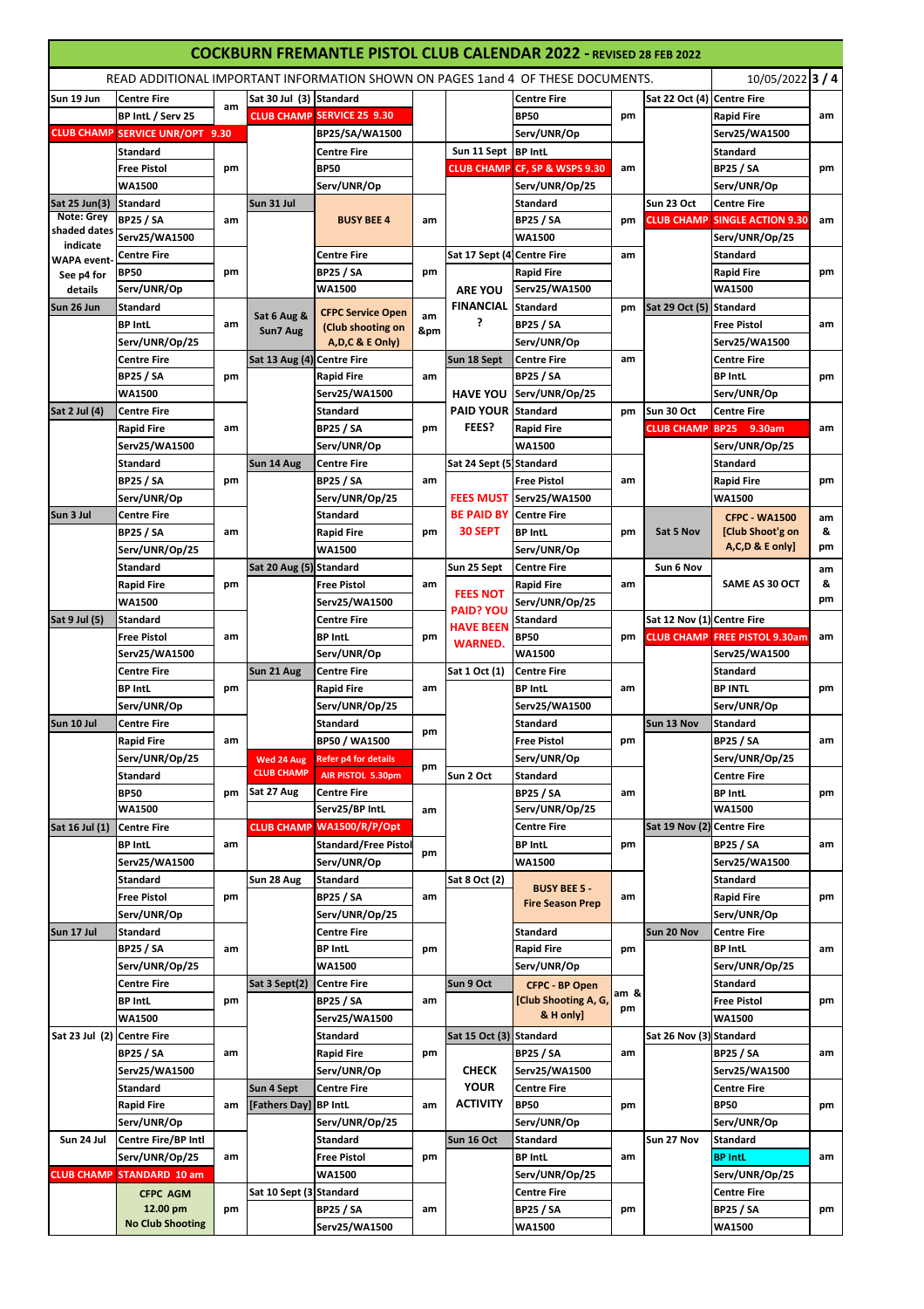# COCKBURN FREMANTLE PISTOL CLUB CALENDAR 2022 - REVISED 28 FEB 2022

| READ ADDITIONAL IMPORTANT INFORMATION SHOWN ON PAGES 1and 4 OF THESE DOCUMENTS. | | | | | | | | | | 10/05/2022 | |
|---|---|---|---|---|---|---|---|---|---|---|---|
| Sun 19 Jun | Centre Fire | am | Sat 30 Jul (3) | Standard | | | Centre Fire | | Sat 22 Oct (4) | Centre Fire | |
| | BP IntL / Serv 25 | | CLUB CHAMP | SERVICE 25 9.30 | | | BP50 | pm | | Rapid Fire | am |
| CLUB CHAMP | SERVICE UNR/OPT 9.30 | | | BP25/SA/WA1500 | | | Serv/UNR/Op | | | Serv25/WA1500 | |
| | Standard | | | Centre Fire | | Sun 11 Sept | BP IntL | | | Standard | |
| | Free Pistol | pm | | BP50 | | CLUB CHAMP | CF, SP & WSPS 9.30 | am | | BP25 / SA | pm |
| | WA1500 | | | Serv/UNR/Op | | | Serv/UNR/Op/25 | | | Serv/UNR/Op | |
| Sat 25 Jun(3) | Standard | | Sun 31 Jul | | | | Standard | | Sun 23 Oct | Centre Fire | |
| Note: Grey shaded dates indicate WAPA event- See p4 for details | BP25 / SA | am | | BUSY BEE 4 | am | | BP25 / SA | pm | CLUB CHAMP | SINGLE ACTION 9.30 | am |
| | Serv25/WA1500 | | | | | | WA1500 | | | Serv/UNR/Op/25 | |
| | Centre Fire | | | Centre Fire | | Sat 17 Sept (4) | Centre Fire | am | | Standard | |
| | BP50 | pm | | BP25 / SA | pm | | Rapid Fire | | | Rapid Fire | pm |
| | Serv/UNR/Op | | | WA1500 | | ARE YOU FINANCIAL ? | Serv25/WA1500 | | | WA1500 | |
| Sun 26 Jun | Standard | | | | | | Standard | pm | Sat 29 Oct (5) | Standard | |
| | BP IntL | am | Sat 6 Aug & Sun7 Aug | CFPC Service Open (Club shooting on A,D,C & E Only) | am &pm | | BP25 / SA | | | Free Pistol | am |
| | Serv/UNR/Op/25 | | | | | | Serv/UNR/Op | | | Serv25/WA1500 | |
| | Centre Fire | | Sat 13 Aug (4) | Centre Fire | | Sun 18 Sept | Centre Fire | am | | Centre Fire | |
| | BP25 / SA | pm | | Rapid Fire | am | | BP25 / SA | | | BP IntL | pm |
| | WA1500 | | | Serv25/WA1500 | | HAVE YOU PAID YOUR FEES? | Serv/UNR/Op/25 | | | Serv/UNR/Op | |
| Sat 2 Jul (4) | Centre Fire | | | Standard | | | Standard | pm | Sun 30 Oct | Centre Fire | |
| | Rapid Fire | am | | BP25 / SA | pm | | Rapid Fire | | CLUB CHAMP | BP25 9.30am | am |
| | Serv25/WA1500 | | | Serv/UNR/Op | | | WA1500 | | | Serv/UNR/Op/25 | |
| | Standard | | Sun 14 Aug | Centre Fire | | Sat 24 Sept (5) | Standard | | | Standard | |
| | BP25 / SA | pm | | BP25 / SA | am | | Free Pistol | am | | Rapid Fire | pm |
| | Serv/UNR/Op | | | Serv/UNR/Op/25 | | FEES MUST BE PAID BY 30 SEPT | Serv25/WA1500 | | | WA1500 | |
| Sun 3 Jul | Centre Fire | | | Standard | | | Centre Fire | | | | |
| | BP25 / SA | am | | Rapid Fire | pm | | BP IntL | pm | Sat 5 Nov | CFPC - WA1500 [Club Shoot'g on A,C,D & E only] | am & pm |
| | Serv/UNR/Op/25 | | | WA1500 | | | Serv/UNR/Op | | | | |
| | Standard | | Sat 20 Aug (5) | Standard | | Sun 25 Sept | Centre Fire | | | | |
| | Rapid Fire | pm | | Free Pistol | am | | Rapid Fire | am | Sun 6 Nov | SAME AS 30 OCT | am & pm |
| | WA1500 | | | Serv25/WA1500 | | FEES NOT PAID? YOU HAVE BEEN WARNED. | Serv/UNR/Op/25 | | | | |
| Sat 9 Jul (5) | Standard | | | Centre Fire | | | Standard | | Sat 12 Nov (1) | Centre Fire | |
| | Free Pistol | am | | BP IntL | pm | | BP50 | pm | CLUB CHAMP | FREE PISTOL 9.30am | am |
| | Serv25/WA1500 | | | Serv/UNR/Op | | | WA1500 | | | Serv25/WA1500 | |
| | Centre Fire | | Sun 21 Aug | Centre Fire | | Sat 1 Oct (1) | Centre Fire | | | Standard | |
| | BP IntL | pm | | Rapid Fire | am | | BP IntL | am | | BP INTL | pm |
| | Serv/UNR/Op | | | Serv/UNR/Op/25 | | | Serv25/WA1500 | | | Serv/UNR/Op | |
| Sun 10 Jul | Centre Fire | | | Standard | | | Standard | | Sun 13 Nov | Standard | |
| | Rapid Fire | am | | BP50 / WA1500 | pm | | Free Pistol | pm | | BP25 / SA | am |
| | Serv/UNR/Op/25 | | Wed 24 Aug | Refer p4 for details | | | Serv/UNR/Op | | | Serv/UNR/Op/25 | |
| | Standard | | CLUB CHAMP | AIR PISTOL 5.30pm | pm | Sun 2 Oct | Standard | | | Centre Fire | |
| | BP50 | pm | Sat 27 Aug | Centre Fire | | | BP25 / SA | am | | BP IntL | pm |
| | WA1500 | | | Serv25/BP IntL | am | | Serv/UNR/Op/25 | | | WA1500 | |
| Sat 16 Jul (1) | Centre Fire | | CLUB CHAMP | WA1500/R/P/Opt | | | Centre Fire | | Sat 19 Nov (2) | Centre Fire | |
| | BP IntL | am | | Standard/Free Pistol | pm | | BP IntL | pm | | BP25 / SA | am |
| | Serv25/WA1500 | | | Serv/UNR/Op | | | WA1500 | | | Serv25/WA1500 | |
| | Standard | | Sun 28 Aug | Standard | | Sat 8 Oct (2) | | | | Standard | |
| | Free Pistol | pm | | BP25 / SA | am | | BUSY BEE 5 - Fire Season Prep | am | | Rapid Fire | pm |
| | Serv/UNR/Op | | | Serv/UNR/Op/25 | | | | | | Serv/UNR/Op | |
| Sun 17 Jul | Standard | | | Centre Fire | | | Standard | | Sun 20 Nov | Centre Fire | |
| | BP25 / SA | am | | BP IntL | pm | | Rapid Fire | pm | | BP IntL | am |
| | Serv/UNR/Op/25 | | | WA1500 | | | Serv/UNR/Op | | | Serv/UNR/Op/25 | |
| | Centre Fire | | Sat 3 Sept(2) | Centre Fire | | Sun 9 Oct | | | | Standard | |
| | BP IntL | pm | | BP25 / SA | am | | CFPC - BP Open [Club Shooting A, G, & H only] | am & pm | | Free Pistol | pm |
| | WA1500 | | | Serv25/WA1500 | | | | | | WA1500 | |
| Sat 23 Jul (2) | Centre Fire | | | Standard | | Sat 15 Oct (3) | Standard | | Sat 26 Nov (3) | Standard | |
| | BP25 / SA | am | | Rapid Fire | pm | | BP25 / SA | am | | BP25 / SA | am |
| | Serv25/WA1500 | | | Serv/UNR/Op | | CHECK YOUR ACTIVITY | Serv25/WA1500 | | | Serv25/WA1500 | |
| | Standard | | Sun 4 Sept | Centre Fire | | | Centre Fire | | | Centre Fire | |
| | Rapid Fire | am | [Fathers Day] | BP IntL | am | | BP50 | pm | | BP50 | pm |
| | Serv/UNR/Op | | | Serv/UNR/Op/25 | | | Serv/UNR/Op | | | Serv/UNR/Op | |
| Sun 24 Jul | Centre Fire/BP Intl | | | Standard | | Sun 16 Oct | Standard | | Sun 27 Nov | Standard | |
| | Serv/UNR/Op/25 | am | | Free Pistol | pm | | BP IntL | am | | BP IntL | am |
| CLUB CHAMP | STANDARD 10 am | | | WA1500 | | | Serv/UNR/Op/25 | | | Serv/UNR/Op/25 | |
| | | | Sat 10 Sept (3) | Standard | | | Centre Fire | | | Centre Fire | |
| | CFPC AGM 12.00 pm No Club Shooting | pm | | BP25 / SA | am | | BP25 / SA | pm | | BP25 / SA | pm |
| | | | | Serv25/WA1500 | | | WA1500 | | | WA1500 | |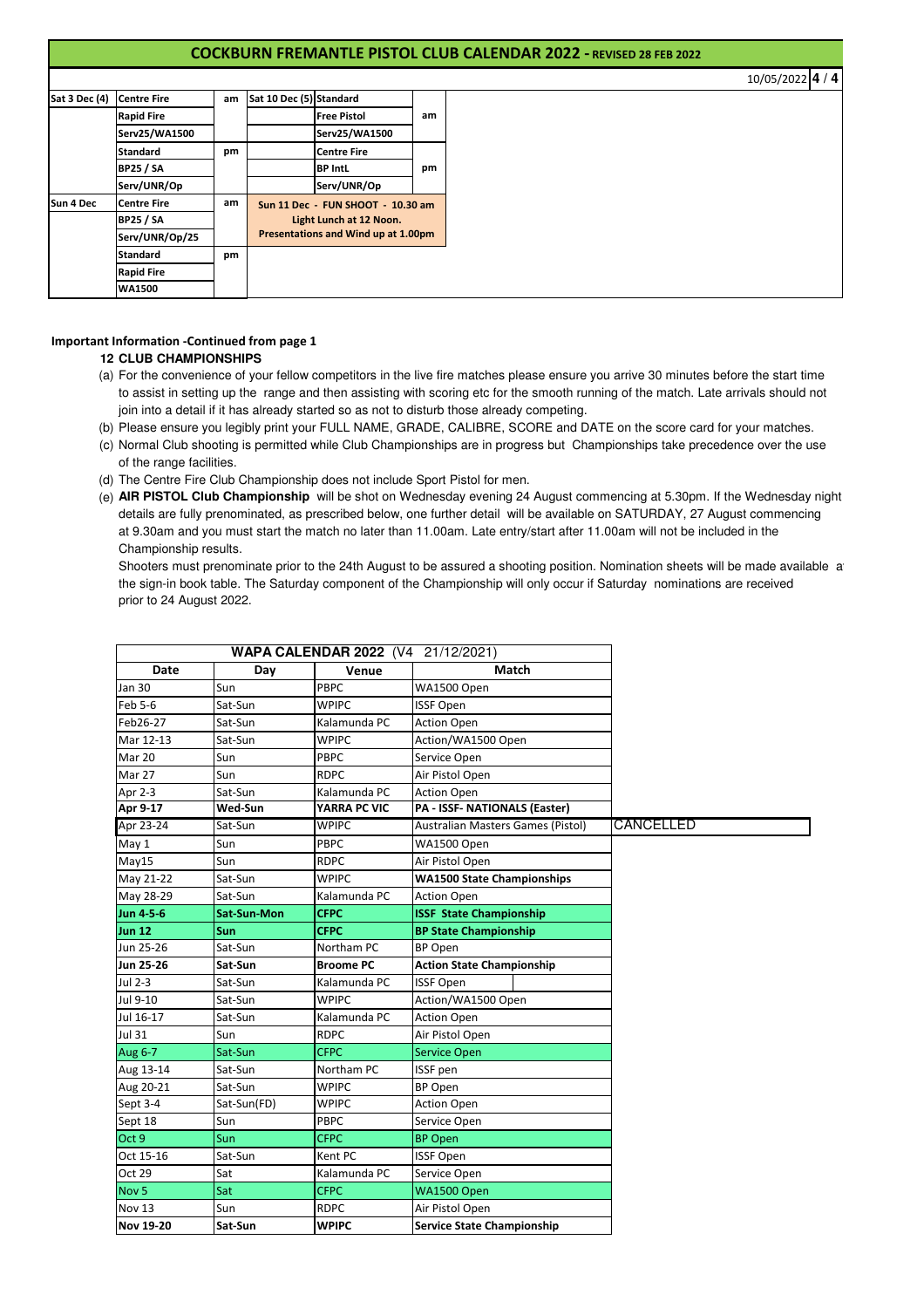## COCKBURN FREMANTLE PISTOL CLUB CALENDAR 2022 - REVISED 28 FEB 2022

10/05/2022

| | | | | | |
|---|---|---|---|---|---|
| **Sat 3 Dec (4)** | **Centre Fire** | am | **Sat 10 Dec (5)** | **Standard** | |
| | **Rapid Fire** | | | **Free Pistol** | am |
| | **Serv25/WA1500** | | | **Serv25/WA1500** | |
| | **Standard** | pm | | **Centre Fire** | |
| | **BP25 / SA** | | | **BP IntL** | pm |
| | **Serv/UNR/Op** | | | **Serv/UNR/Op** | |
| **Sun 4 Dec** | **Centre Fire** | am | **Sun 11 Dec - FUN SHOOT - 10.30 am** | | |
| | **BP25 / SA** | | **Light Lunch at 12 Noon.** | | |
| | **Serv/UNR/Op/25** | | **Presentations and Wind up at 1.00pm** | | |
| | **Standard** | pm | | | |
| | **Rapid Fire** | | | | |
| | **WA1500** | | | | |

**Important Information -Continued from page 1**

**12 CLUB CHAMPIONSHIPS**

(a) For the convenience of your fellow competitors in the live fire matches please ensure you arrive 30 minutes before the start time to assist in setting up the range and then assisting with scoring etc for the smooth running of the match. Late arrivals should not join into a detail if it has already started so as not to disturb those already competing.

(b) Please ensure you legibly print your FULL NAME, GRADE, CALIBRE, SCORE and DATE on the score card for your matches.

(c) Normal Club shooting is permitted while Club Championships are in progress but Championships take precedence over the use of the range facilities.

(d) The Centre Fire Club Championship does not include Sport Pistol for men.

(e) **AIR PISTOL Club Championship** will be shot on Wednesday evening 24 August commencing at 5.30pm. If the Wednesday night details are fully prenominated, as prescribed below, one further detail will be available on SATURDAY, 27 August commencing at 9.30am and you must start the match no later than 11.00am. Late entry/start after 11.00am will not be included in the Championship results.

Shooters must prenominate prior to the 24th August to be assured a shooting position. Nomination sheets will be made available at the sign-in book table. The Saturday component of the Championship will only occur if Saturday nominations are received prior to 24 August 2022.

**WAPA CALENDAR 2022** (V4 21/12/2021)

| Date | Day | Venue | Match | |
|---|---|---|---|---|
| Jan 30 | Sun | PBPC | WA1500 Open | |
| Feb 5-6 | Sat-Sun | WPIPC | ISSF Open | |
| Feb26-27 | Sat-Sun | Kalamunda PC | Action Open | |
| Mar 12-13 | Sat-Sun | WPIPC | Action/WA1500 Open | |
| Mar 20 | Sun | PBPC | Service Open | |
| Mar 27 | Sun | RDPC | Air Pistol Open | |
| Apr 2-3 | Sat-Sun | Kalamunda PC | Action Open | |
| **Apr 9-17** | **Wed-Sun** | **YARRA PC VIC** | **PA - ISSF- NATIONALS (Easter)** | |
| Apr 23-24 | Sat-Sun | WPIPC | Australian Masters Games (Pistol) | CANCELLED |
| May 1 | Sun | PBPC | WA1500 Open | |
| May15 | Sun | RDPC | Air Pistol Open | |
| May 21-22 | Sat-Sun | WPIPC | **WA1500 State Championships** | |
| May 28-29 | Sat-Sun | Kalamunda PC | Action Open | |
| **Jun 4-5-6** | **Sat-Sun-Mon** | **CFPC** | **ISSF State Championship** | |
| **Jun 12** | **Sun** | **CFPC** | **BP State Championship** | |
| Jun 25-26 | Sat-Sun | Northam PC | BP Open | |
| **Jun 25-26** | **Sat-Sun** | **Broome PC** | **Action State Championship** | |
| Jul 2-3 | Sat-Sun | Kalamunda PC | ISSF Open | |
| Jul 9-10 | Sat-Sun | WPIPC | Action/WA1500 Open | |
| Jul 16-17 | Sat-Sun | Kalamunda PC | Action Open | |
| Jul 31 | Sun | RDPC | Air Pistol Open | |
| Aug 6-7 | Sat-Sun | CFPC | Service Open | |
| Aug 13-14 | Sat-Sun | Northam PC | ISSF pen | |
| Aug 20-21 | Sat-Sun | WPIPC | BP Open | |
| Sept 3-4 | Sat-Sun(FD) | WPIPC | Action Open | |
| Sept 18 | Sun | PBPC | Service Open | |
| Oct 9 | Sun | CFPC | BP Open | |
| Oct 15-16 | Sat-Sun | Kent PC | ISSF Open | |
| Oct 29 | Sat | Kalamunda PC | Service Open | |
| Nov 5 | Sat | CFPC | WA1500 Open | |
| Nov 13 | Sun | RDPC | Air Pistol Open | |
| **Nov 19-20** | **Sat-Sun** | **WPIPC** | **Service State Championship** | |